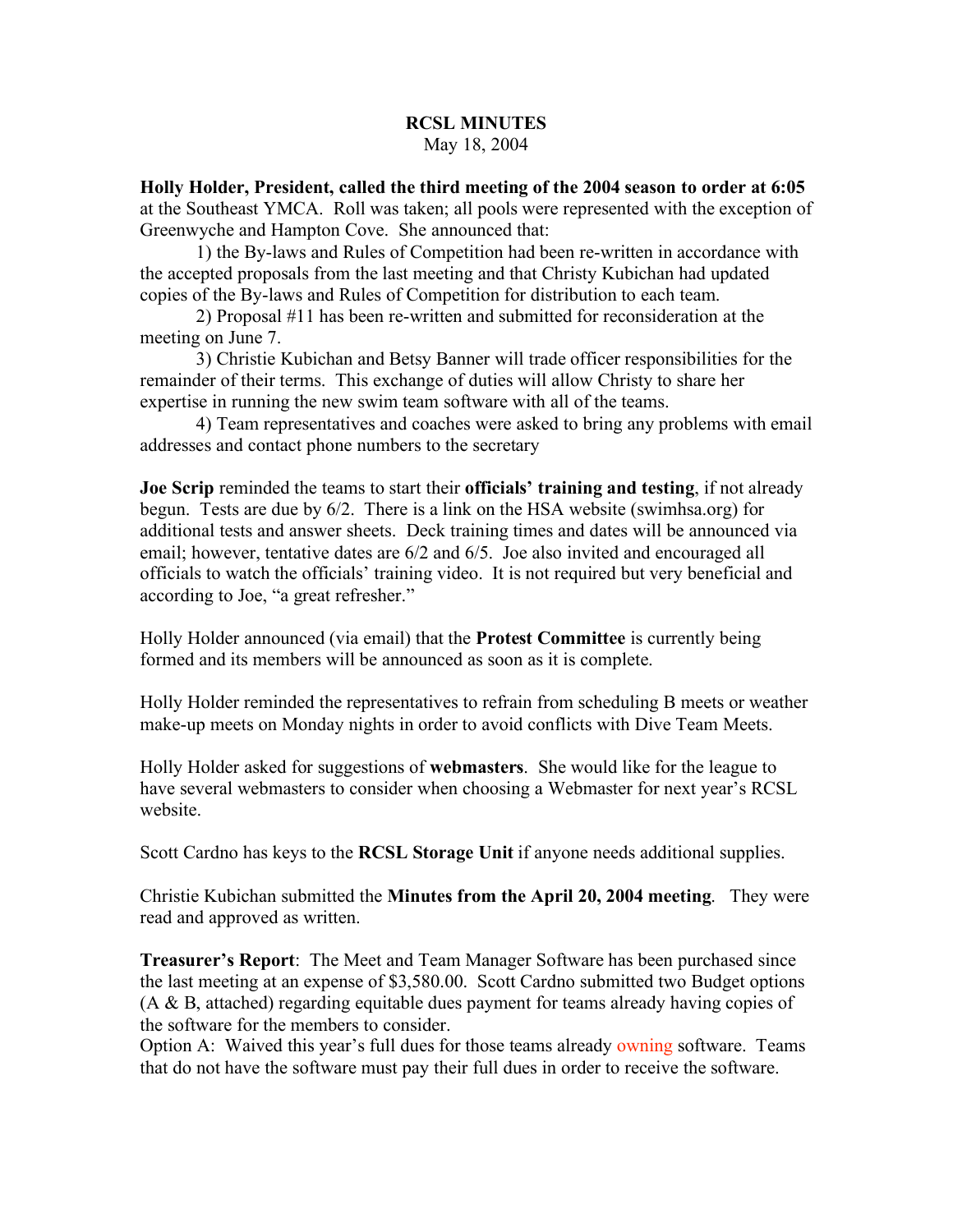# RCSL MINUTES

May 18, 2004

**Holly Holder, President, called the third meeting of the 2004 season to order at 6:05** at the Southeast YMCA. Roll was taken; all pools were represented with the exception of Greenwyche and Hampton Cove. She announced that:

1) the By-laws and Rules of Competition had been re-written in accordance with the accepted proposals from the last meeting and that Christy Kubichan had updated copies of the By-laws and Rules of Competition for distribution to each team.

2) Proposal #11 has been re-written and submitted for reconsideration at the meeting on June 7.

3) Christie Kubichan and Betsy Banner will trade officer responsibilities for the remainder of their terms. This exchange of duties will allow Christy to share her expertise in running the new swim team software with all of the teams.

4) Team representatives and coaches were asked to bring any problems with email addresses and contact phone numbers to the secretary

**Joe Scrip** reminded the teams to start their **officials' training and testing**, if not already begun. Tests are due by 6/2. There is a link on the HSA website (swimhsa.org) for additional tests and answer sheets. Deck training times and dates will be announced via email; however, tentative dates are 6/2 and 6/5. Joe also invited and encouraged all officials to watch the officials' training video. It is not required but very beneficial and according to Joe, "a great refresher."

Holly Holder announced (via email) that the **Protest Committee** is currently being formed and its members will be announced as soon as it is complete.

Holly Holder reminded the representatives to refrain from scheduling B meets or weather make-up meets on Monday nights in order to avoid conflicts with Dive Team Meets.

Holly Holder asked for suggestions of **webmasters**. She would like for the league to have several webmasters to consider when choosing a Webmaster for next year's RCSL website.

Scott Cardno has keys to the **RCSL Storage Unit** if anyone needs additional supplies.

Christie Kubichan submitted the **Minutes from the April 20, 2004 meeting**. They were read and approved as written.

**Treasurer's Report**: The Meet and Team Manager Software has been purchased since the last meeting at an expense of $3,580.00. Scott Cardno submitted two Budget options (A & B, attached) regarding equitable dues payment for teams already having copies of the software for the members to consider.

Option A: Waived this year's full dues for those teams already owning software. Teams that do not have the software must pay their full dues in order to receive the software.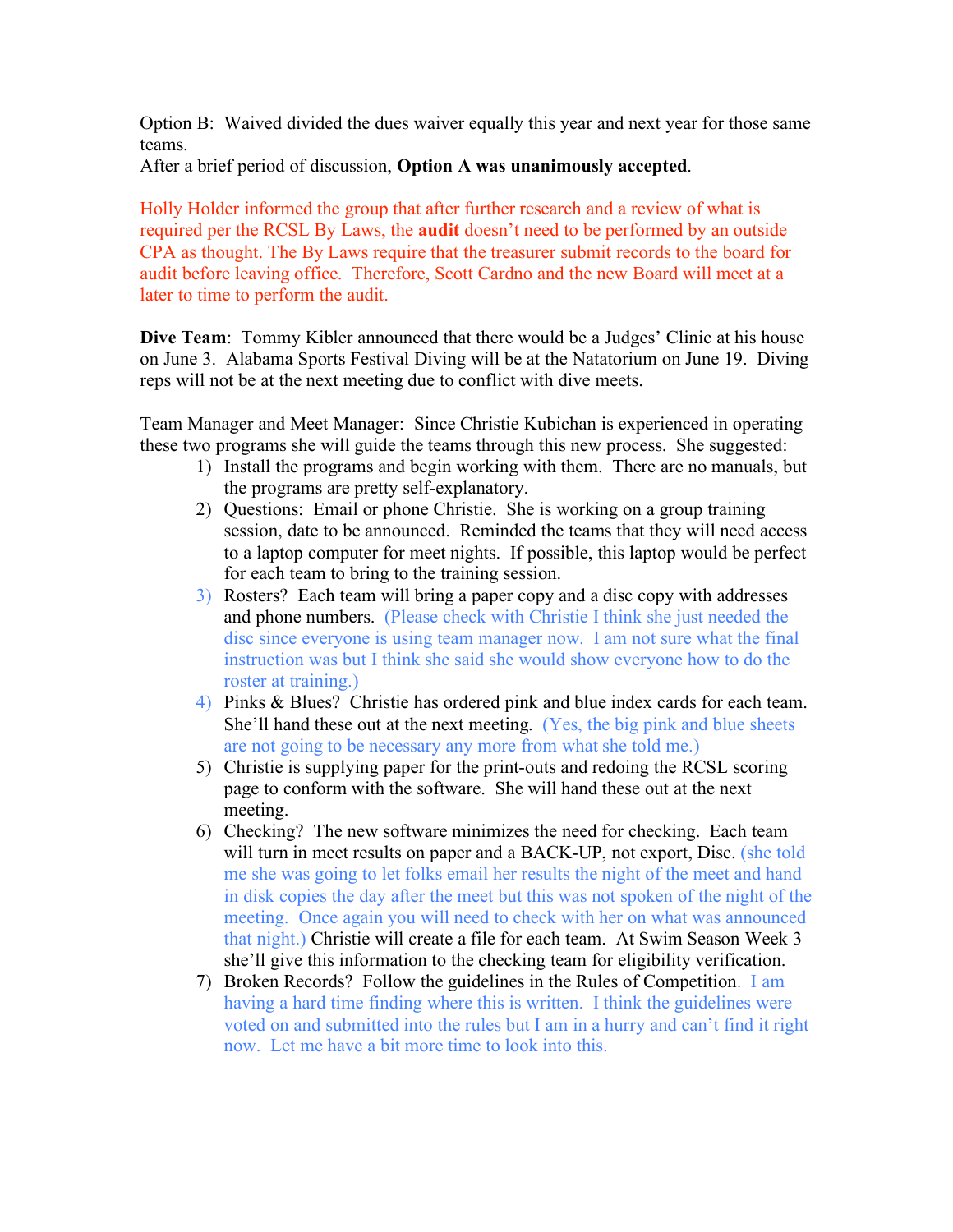Option B: Waived divided the dues waiver equally this year and next year for those same teams.
After a brief period of discussion, **Option A was unanimously accepted**.

Holly Holder informed the group that after further research and a review of what is required per the RCSL By Laws, the **audit** doesn't need to be performed by an outside CPA as thought. The By Laws require that the treasurer submit records to the board for audit before leaving office. Therefore, Scott Cardno and the new Board will meet at a later to time to perform the audit.

**Dive Team**: Tommy Kibler announced that there would be a Judges' Clinic at his house on June 3. Alabama Sports Festival Diving will be at the Natatorium on June 19. Diving reps will not be at the next meeting due to conflict with dive meets.

Team Manager and Meet Manager: Since Christie Kubichan is experienced in operating these two programs she will guide the teams through this new process. She suggested:

1) Install the programs and begin working with them. There are no manuals, but the programs are pretty self-explanatory.
2) Questions: Email or phone Christie. She is working on a group training session, date to be announced. Reminded the teams that they will need access to a laptop computer for meet nights. If possible, this laptop would be perfect for each team to bring to the training session.
3) Rosters? Each team will bring a paper copy and a disc copy with addresses and phone numbers. (Please check with Christie I think she just needed the disc since everyone is using team manager now. I am not sure what the final instruction was but I think she said she would show everyone how to do the roster at training.)
4) Pinks & Blues? Christie has ordered pink and blue index cards for each team. She'll hand these out at the next meeting. (Yes, the big pink and blue sheets are not going to be necessary any more from what she told me.)
5) Christie is supplying paper for the print-outs and redoing the RCSL scoring page to conform with the software. She will hand these out at the next meeting.
6) Checking? The new software minimizes the need for checking. Each team will turn in meet results on paper and a BACK-UP, not export, Disc. (she told me she was going to let folks email her results the night of the meet and hand in disk copies the day after the meet but this was not spoken of the night of the meeting. Once again you will need to check with her on what was announced that night.) Christie will create a file for each team. At Swim Season Week 3 she'll give this information to the checking team for eligibility verification.
7) Broken Records? Follow the guidelines in the Rules of Competition. I am having a hard time finding where this is written. I think the guidelines were voted on and submitted into the rules but I am in a hurry and can't find it right now. Let me have a bit more time to look into this.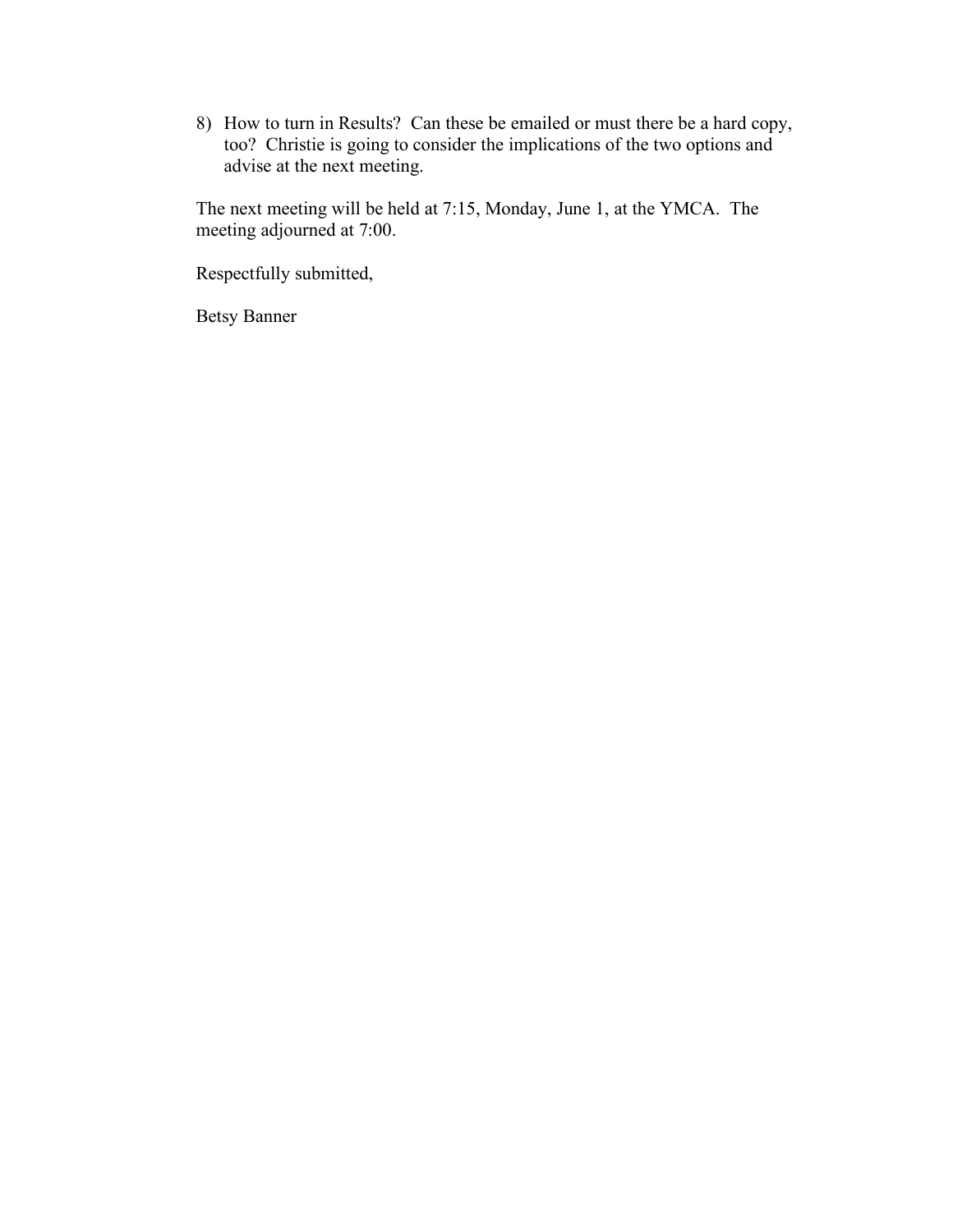8) How to turn in Results? Can these be emailed or must there be a hard copy, too? Christie is going to consider the implications of the two options and advise at the next meeting.

The next meeting will be held at 7:15, Monday, June 1, at the YMCA. The meeting adjourned at 7:00.

Respectfully submitted,

Betsy Banner